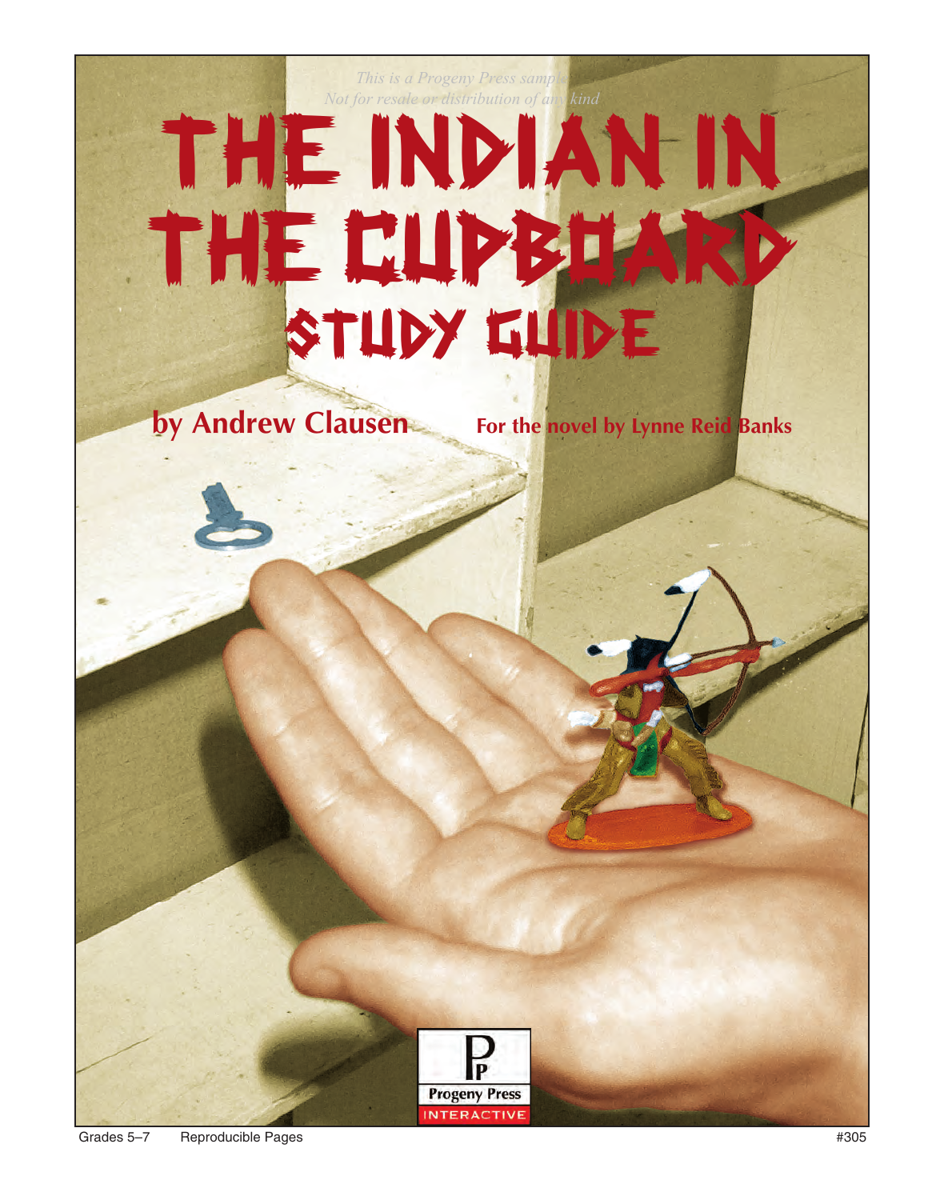*This is a Progeny Press sample*
*Not for resale or distribution of any kind*

# THE INDIAN IN THE CUPBOARD

## STUDY GUIDE

**by Andrew Clausen**

**For the novel by Lynne Reid Banks**

Progeny Press
INTERACTIVE

Grades 5–7 Reproducible Pages #305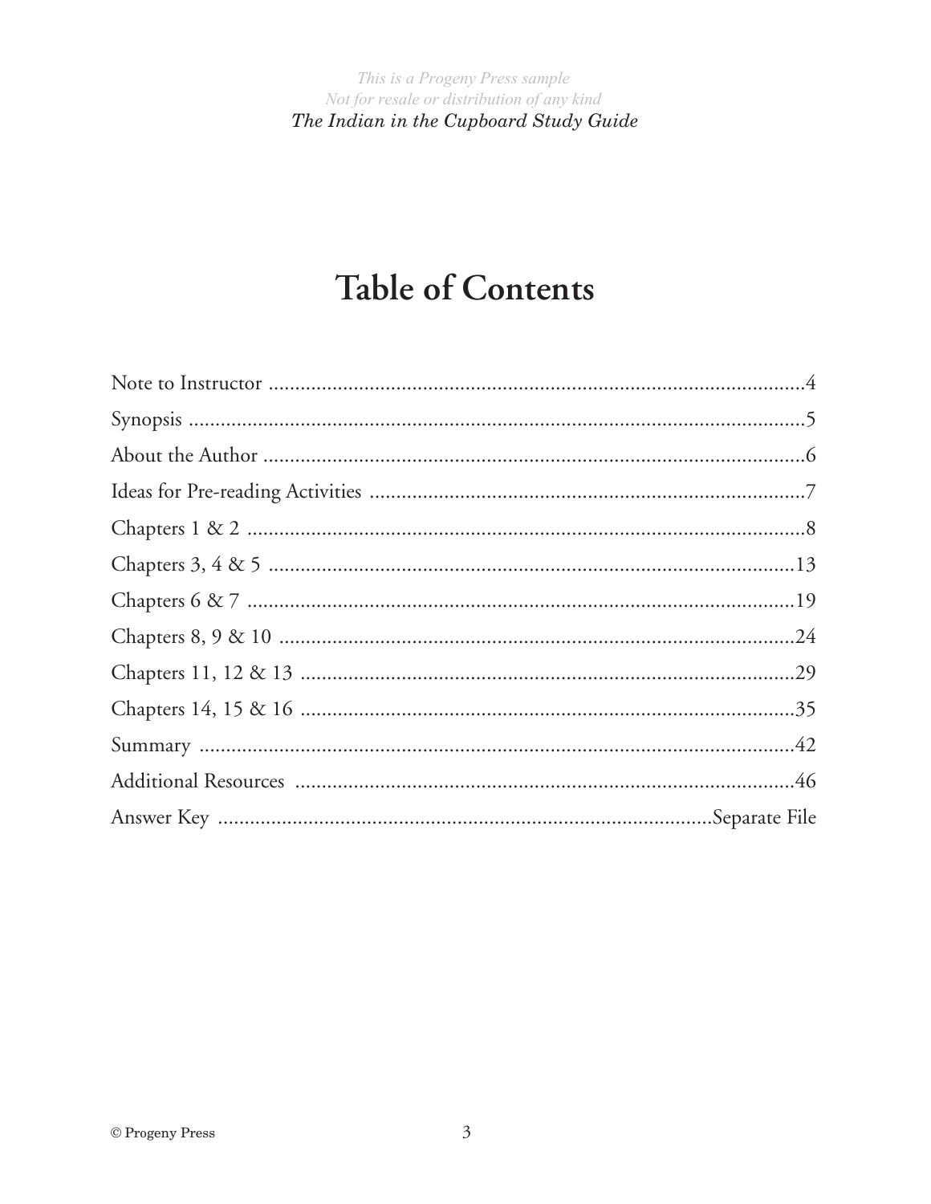# Table of Contents

| | |
|---|---|
| Note to Instructor | 4 |
| Synopsis | 5 |
| About the Author | 6 |
| Ideas for Pre-reading Activities | 7 |
| Chapters 1 & 2 | 8 |
| Chapters 3, 4 & 5 | 13 |
| Chapters 6 & 7 | 19 |
| Chapters 8, 9 & 10 | 24 |
| Chapters 11, 12 & 13 | 29 |
| Chapters 14, 15 & 16 | 35 |
| Summary | 42 |
| Additional Resources | 46 |
| Answer Key | Separate File |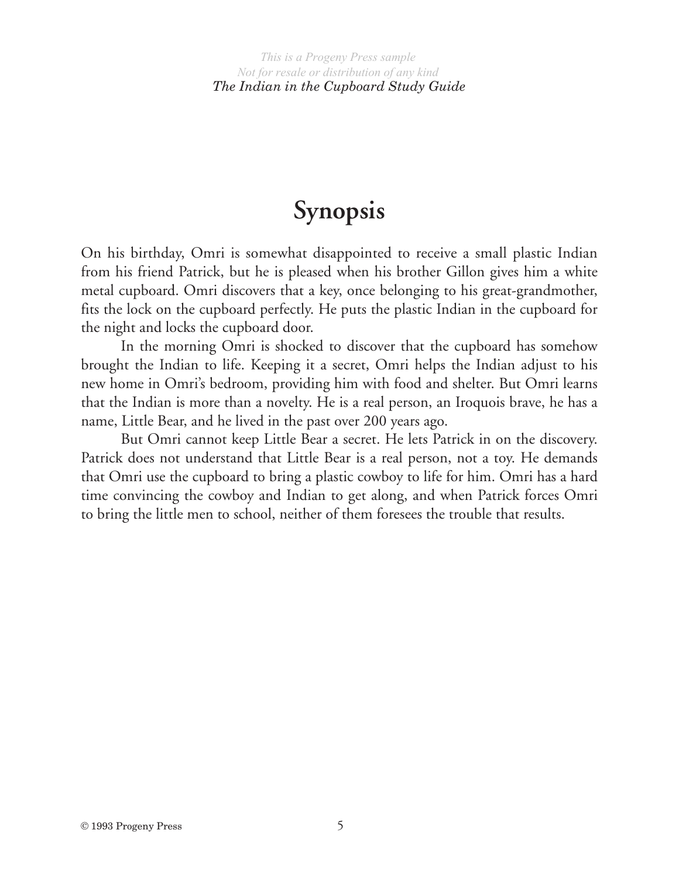# Synopsis

On his birthday, Omri is somewhat disappointed to receive a small plastic Indian from his friend Patrick, but he is pleased when his brother Gillon gives him a white metal cupboard. Omri discovers that a key, once belonging to his great-grandmother, fits the lock on the cupboard perfectly. He puts the plastic Indian in the cupboard for the night and locks the cupboard door.

In the morning Omri is shocked to discover that the cupboard has somehow brought the Indian to life. Keeping it a secret, Omri helps the Indian adjust to his new home in Omri's bedroom, providing him with food and shelter. But Omri learns that the Indian is more than a novelty. He is a real person, an Iroquois brave, he has a name, Little Bear, and he lived in the past over 200 years ago.

But Omri cannot keep Little Bear a secret. He lets Patrick in on the discovery. Patrick does not understand that Little Bear is a real person, not a toy. He demands that Omri use the cupboard to bring a plastic cowboy to life for him. Omri has a hard time convincing the cowboy and Indian to get along, and when Patrick forces Omri to bring the little men to school, neither of them foresees the trouble that results.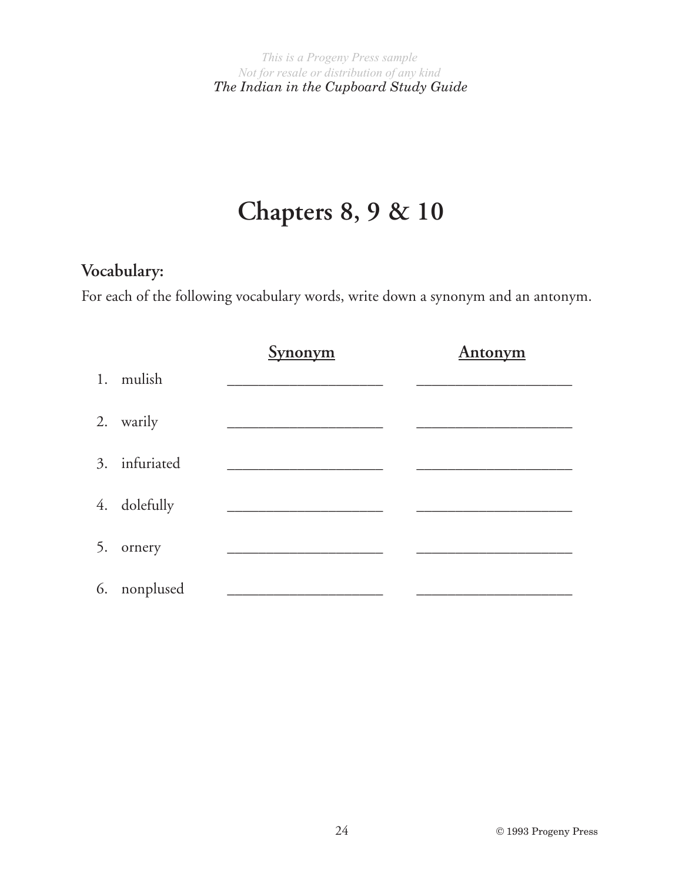# Chapters 8, 9 & 10

## Vocabulary:

For each of the following vocabulary words, write down a synonym and an antonym.

| | Synonym | Antonym |
|---|---|---|
| 1. mulish | ____________________ | ____________________ |
| 2. warily | ____________________ | ____________________ |
| 3. infuriated | ____________________ | ____________________ |
| 4. dolefully | ____________________ | ____________________ |
| 5. ornery | ____________________ | ____________________ |
| 6. nonplused | ____________________ | ____________________ |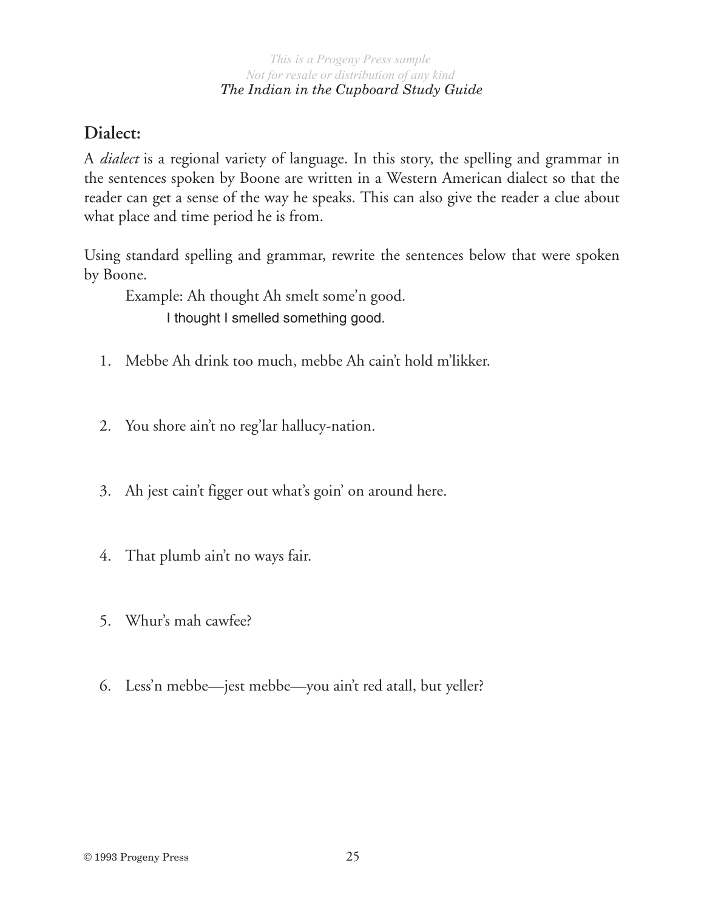## Dialect:

A *dialect* is a regional variety of language. In this story, the spelling and grammar in the sentences spoken by Boone are written in a Western American dialect so that the reader can get a sense of the way he speaks. This can also give the reader a clue about what place and time period he is from.

Using standard spelling and grammar, rewrite the sentences below that were spoken by Boone.

Example: Ah thought Ah smelt some'n good.

I thought I smelled something good.

1. Mebbe Ah drink too much, mebbe Ah cain't hold m'likker.

2. You shore ain't no reg'lar hallucy-nation.

3. Ah jest cain't figger out what's goin' on around here.

4. That plumb ain't no ways fair.

5. Whur's mah cawfee?

6. Less'n mebbe—jest mebbe—you ain't red atall, but yeller?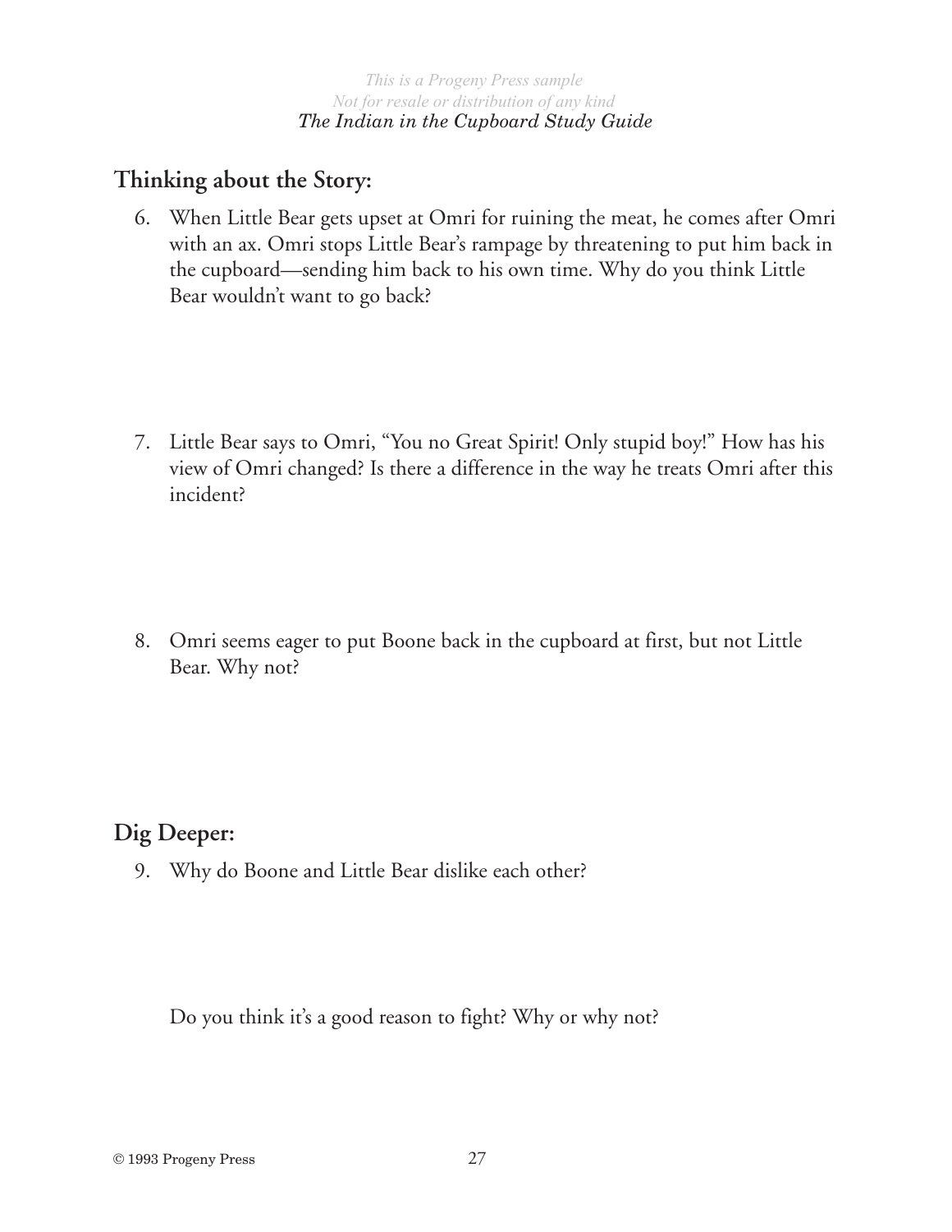## Thinking about the Story:

6. When Little Bear gets upset at Omri for ruining the meat, he comes after Omri with an ax. Omri stops Little Bear's rampage by threatening to put him back in the cupboard—sending him back to his own time. Why do you think Little Bear wouldn't want to go back?

7. Little Bear says to Omri, "You no Great Spirit! Only stupid boy!" How has his view of Omri changed? Is there a difference in the way he treats Omri after this incident?

8. Omri seems eager to put Boone back in the cupboard at first, but not Little Bear. Why not?

## Dig Deeper:

9. Why do Boone and Little Bear dislike each other?

   Do you think it's a good reason to fight? Why or why not?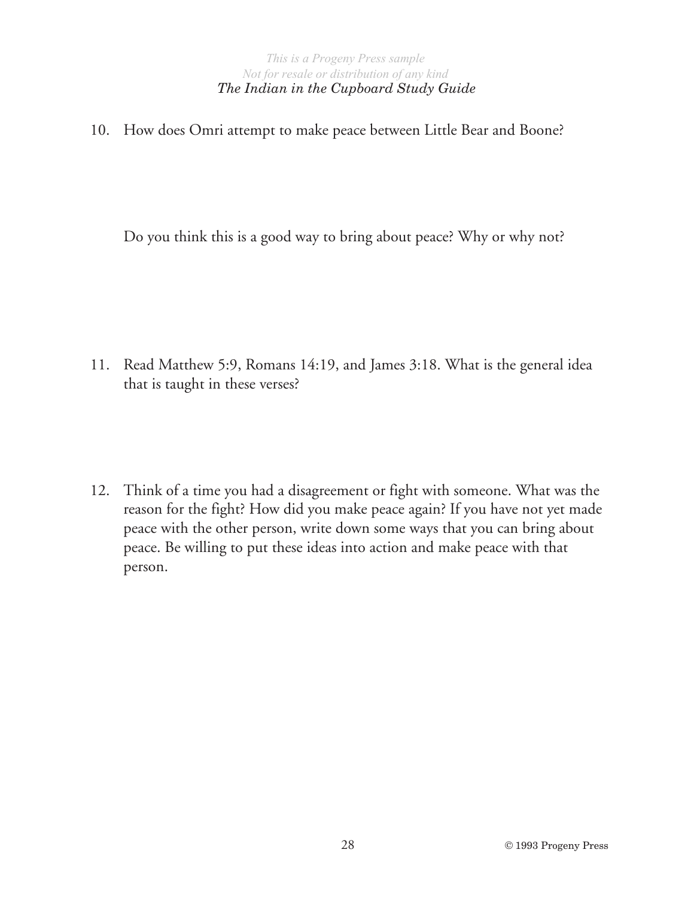10. How does Omri attempt to make peace between Little Bear and Boone?

    Do you think this is a good way to bring about peace? Why or why not?

11. Read Matthew 5:9, Romans 14:19, and James 3:18. What is the general idea that is taught in these verses?

12. Think of a time you had a disagreement or fight with someone. What was the reason for the fight? How did you make peace again? If you have not yet made peace with the other person, write down some ways that you can bring about peace. Be willing to put these ideas into action and make peace with that person.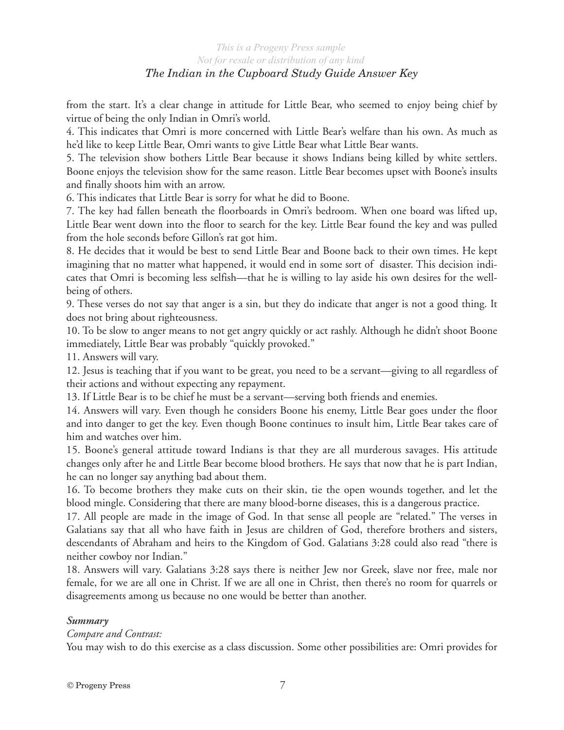from the start. It's a clear change in attitude for Little Bear, who seemed to enjoy being chief by virtue of being the only Indian in Omri's world.

4. This indicates that Omri is more concerned with Little Bear's welfare than his own. As much as he'd like to keep Little Bear, Omri wants to give Little Bear what Little Bear wants.

5. The television show bothers Little Bear because it shows Indians being killed by white settlers. Boone enjoys the television show for the same reason. Little Bear becomes upset with Boone's insults and finally shoots him with an arrow.

6. This indicates that Little Bear is sorry for what he did to Boone.

7. The key had fallen beneath the floorboards in Omri's bedroom. When one board was lifted up, Little Bear went down into the floor to search for the key. Little Bear found the key and was pulled from the hole seconds before Gillon's rat got him.

8. He decides that it would be best to send Little Bear and Boone back to their own times. He kept imagining that no matter what happened, it would end in some sort of disaster. This decision indicates that Omri is becoming less selfish—that he is willing to lay aside his own desires for the well-being of others.

9. These verses do not say that anger is a sin, but they do indicate that anger is not a good thing. It does not bring about righteousness.

10. To be slow to anger means to not get angry quickly or act rashly. Although he didn't shoot Boone immediately, Little Bear was probably "quickly provoked."

11. Answers will vary.

12. Jesus is teaching that if you want to be great, you need to be a servant—giving to all regardless of their actions and without expecting any repayment.

13. If Little Bear is to be chief he must be a servant—serving both friends and enemies.

14. Answers will vary. Even though he considers Boone his enemy, Little Bear goes under the floor and into danger to get the key. Even though Boone continues to insult him, Little Bear takes care of him and watches over him.

15. Boone's general attitude toward Indians is that they are all murderous savages. His attitude changes only after he and Little Bear become blood brothers. He says that now that he is part Indian, he can no longer say anything bad about them.

16. To become brothers they make cuts on their skin, tie the open wounds together, and let the blood mingle. Considering that there are many blood-borne diseases, this is a dangerous practice.

17. All people are made in the image of God. In that sense all people are "related." The verses in Galatians say that all who have faith in Jesus are children of God, therefore brothers and sisters, descendants of Abraham and heirs to the Kingdom of God. Galatians 3:28 could also read "there is neither cowboy nor Indian."

18. Answers will vary. Galatians 3:28 says there is neither Jew nor Greek, slave nor free, male nor female, for we are all one in Christ. If we are all one in Christ, then there's no room for quarrels or disagreements among us because no one would be better than another.

***Summary***

*Compare and Contrast:*

You may wish to do this exercise as a class discussion. Some other possibilities are: Omri provides for